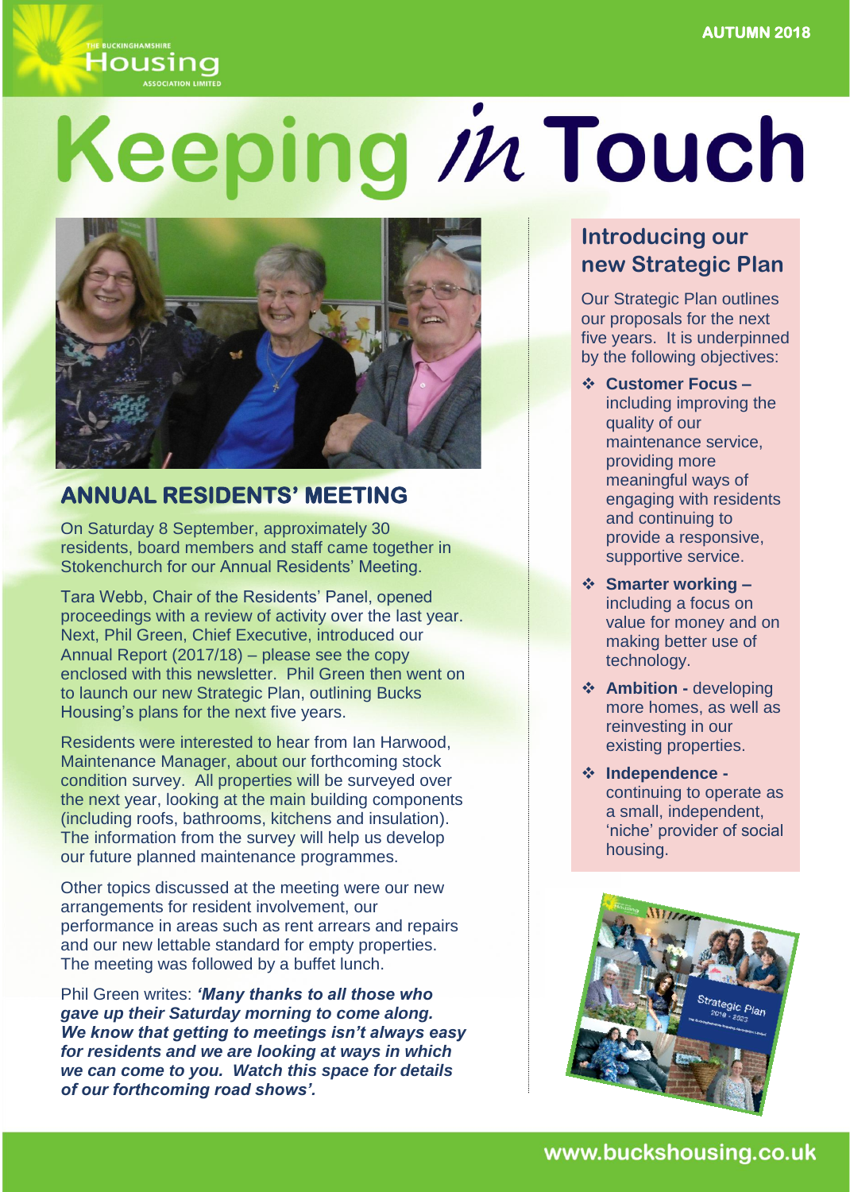AUTUMN 2018

# Keeping in Touch

## ANNUAL RESIDENTS' MEETING

On Saturday 8 September, approximately 30 residents, board members and staff came together in Stokenchurch for our Annual Residents' Meeting.

Tara Webb, Chair of the Residents' Panel, opened proceedings with a review of activity over the last year. Next, Phil Green, Chief Executive, introduced our Annual Report (2017/18) – please see the copy enclosed with this newsletter. Phil Green then went on to launch our new Strategic Plan, outlining Bucks Housing's plans for the next five years.

Residents were interested to hear from Ian Harwood, Maintenance Manager, about our forthcoming stock condition survey. All properties will be surveyed over the next year, looking at the main building components (including roofs, bathrooms, kitchens and insulation). The information from the survey will help us develop our future planned maintenance programmes.

Other topics discussed at the meeting were our new arrangements for resident involvement, our performance in areas such as rent arrears and repairs and our new lettable standard for empty properties. The meeting was followed by a buffet lunch.

Phil Green writes: ***'Many thanks to all those who gave up their Saturday morning to come along. We know that getting to meetings isn't always easy for residents and we are looking at ways in which we can come to you. Watch this space for details of our forthcoming road shows'.***

## Introducing our new Strategic Plan

Our Strategic Plan outlines our proposals for the next five years. It is underpinned by the following objectives:

- **Customer Focus –** including improving the quality of our maintenance service, providing more meaningful ways of engaging with residents and continuing to provide a responsive, supportive service.
- **Smarter working –** including a focus on value for money and on making better use of technology.
- **Ambition -** developing more homes, as well as reinvesting in our existing properties.
- **Independence -** continuing to operate as a small, independent, 'niche' provider of social housing.

www.buckshousing.co.uk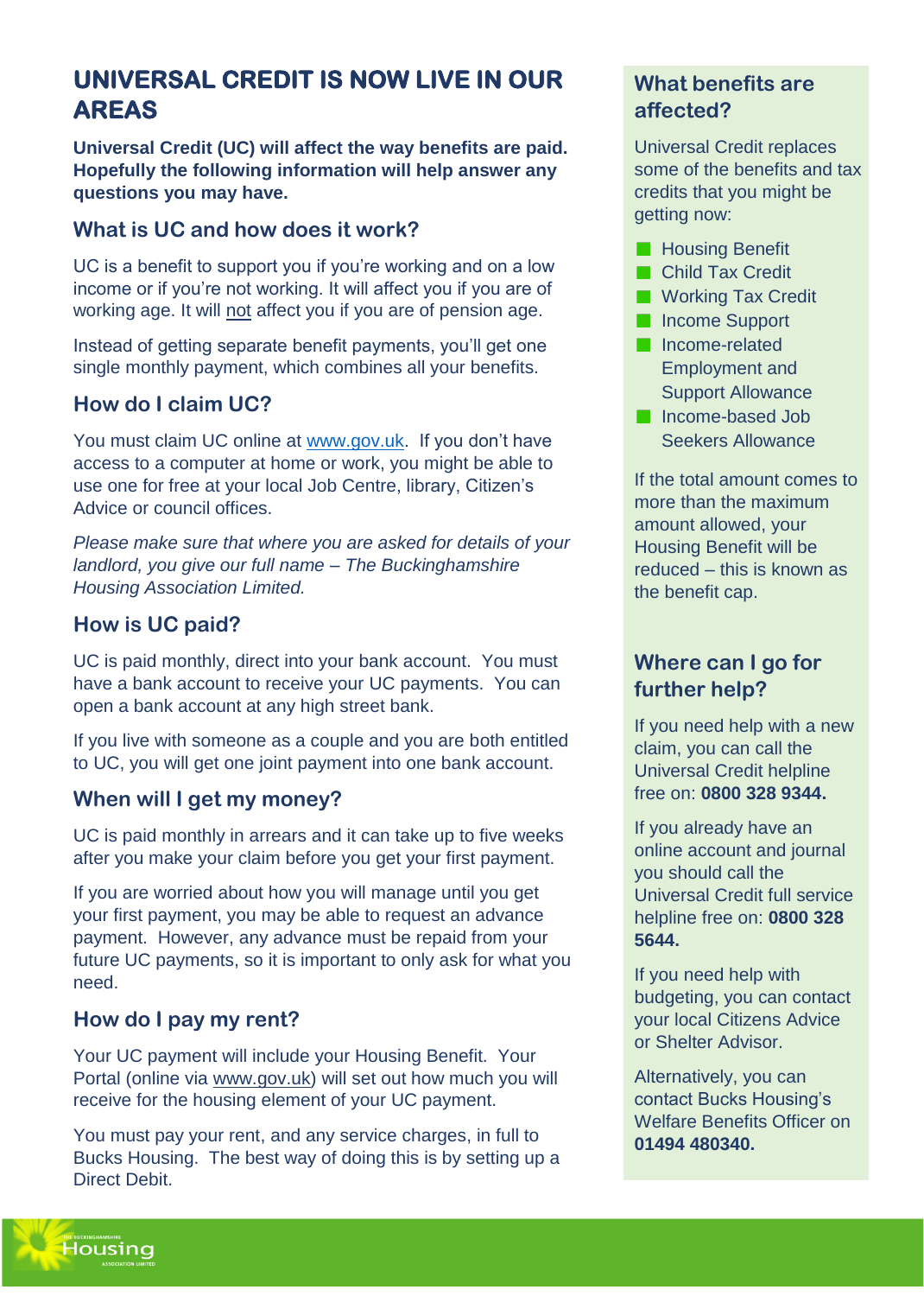# UNIVERSAL CREDIT IS NOW LIVE IN OUR AREAS

**Universal Credit (UC) will affect the way benefits are paid. Hopefully the following information will help answer any questions you may have.**

## What is UC and how does it work?

UC is a benefit to support you if you're working and on a low income or if you're not working. It will affect you if you are of working age. It will not affect you if you are of pension age.

Instead of getting separate benefit payments, you'll get one single monthly payment, which combines all your benefits.

## How do I claim UC?

You must claim UC online at www.gov.uk. If you don't have access to a computer at home or work, you might be able to use one for free at your local Job Centre, library, Citizen's Advice or council offices.

*Please make sure that where you are asked for details of your landlord, you give our full name – The Buckinghamshire Housing Association Limited.*

## How is UC paid?

UC is paid monthly, direct into your bank account. You must have a bank account to receive your UC payments. You can open a bank account at any high street bank.

If you live with someone as a couple and you are both entitled to UC, you will get one joint payment into one bank account.

## When will I get my money?

UC is paid monthly in arrears and it can take up to five weeks after you make your claim before you get your first payment.

If you are worried about how you will manage until you get your first payment, you may be able to request an advance payment. However, any advance must be repaid from your future UC payments, so it is important to only ask for what you need.

## How do I pay my rent?

Your UC payment will include your Housing Benefit. Your Portal (online via www.gov.uk) will set out how much you will receive for the housing element of your UC payment.

You must pay your rent, and any service charges, in full to Bucks Housing. The best way of doing this is by setting up a Direct Debit.

## What benefits are affected?

Universal Credit replaces some of the benefits and tax credits that you might be getting now:

- Housing Benefit
- Child Tax Credit
- Working Tax Credit
- Income Support
- Income-related Employment and Support Allowance
- Income-based Job Seekers Allowance

If the total amount comes to more than the maximum amount allowed, your Housing Benefit will be reduced – this is known as the benefit cap.

## Where can I go for further help?

If you need help with a new claim, you can call the Universal Credit helpline free on: **0800 328 9344.**

If you already have an online account and journal you should call the Universal Credit full service helpline free on: **0800 328 5644.**

If you need help with budgeting, you can contact your local Citizens Advice or Shelter Advisor.

Alternatively, you can contact Bucks Housing's Welfare Benefits Officer on **01494 480340.**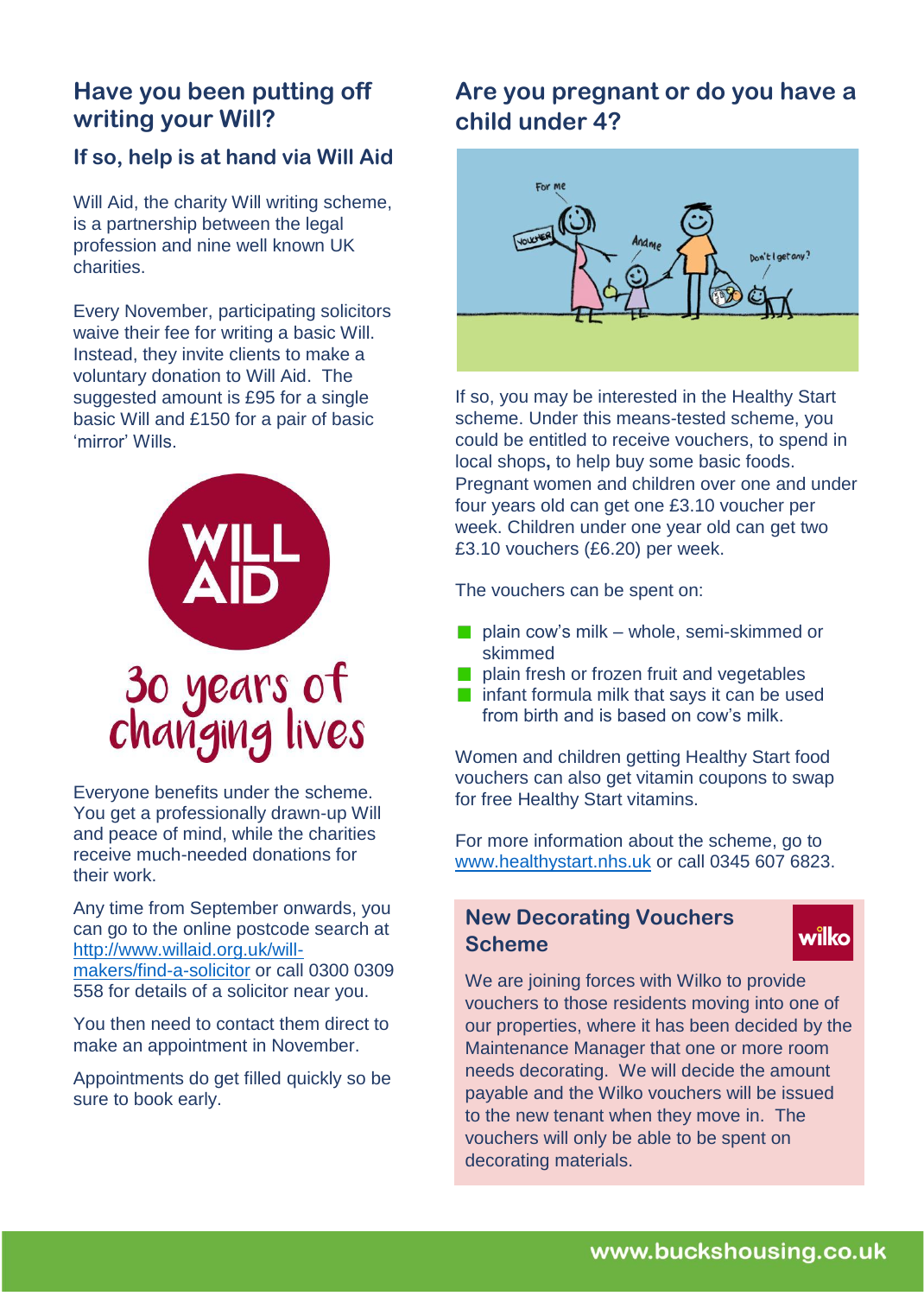## Have you been putting off writing your Will?

### If so, help is at hand via Will Aid

Will Aid, the charity Will writing scheme, is a partnership between the legal profession and nine well known UK charities.

Every November, participating solicitors waive their fee for writing a basic Will. Instead, they invite clients to make a voluntary donation to Will Aid. The suggested amount is £95 for a single basic Will and £150 for a pair of basic 'mirror' Wills.

WILL AID

30 years of changing lives

Everyone benefits under the scheme. You get a professionally drawn-up Will and peace of mind, while the charities receive much-needed donations for their work.

Any time from September onwards, you can go to the online postcode search at http://www.willaid.org.uk/will-makers/find-a-solicitor or call 0300 0309 558 for details of a solicitor near you.

You then need to contact them direct to make an appointment in November.

Appointments do get filled quickly so be sure to book early.

## Are you pregnant or do you have a child under 4?

If so, you may be interested in the Healthy Start scheme. Under this means-tested scheme, you could be entitled to receive vouchers, to spend in local shops, to help buy some basic foods. Pregnant women and children over one and under four years old can get one £3.10 voucher per week. Children under one year old can get two £3.10 vouchers (£6.20) per week.

The vouchers can be spent on:

- plain cow's milk – whole, semi-skimmed or skimmed
- plain fresh or frozen fruit and vegetables
- infant formula milk that says it can be used from birth and is based on cow's milk.

Women and children getting Healthy Start food vouchers can also get vitamin coupons to swap for free Healthy Start vitamins.

For more information about the scheme, go to www.healthystart.nhs.uk or call 0345 607 6823.

## New Decorating Vouchers Scheme

wilko

We are joining forces with Wilko to provide vouchers to those residents moving into one of our properties, where it has been decided by the Maintenance Manager that one or more room needs decorating. We will decide the amount payable and the Wilko vouchers will be issued to the new tenant when they move in. The vouchers will only be able to be spent on decorating materials.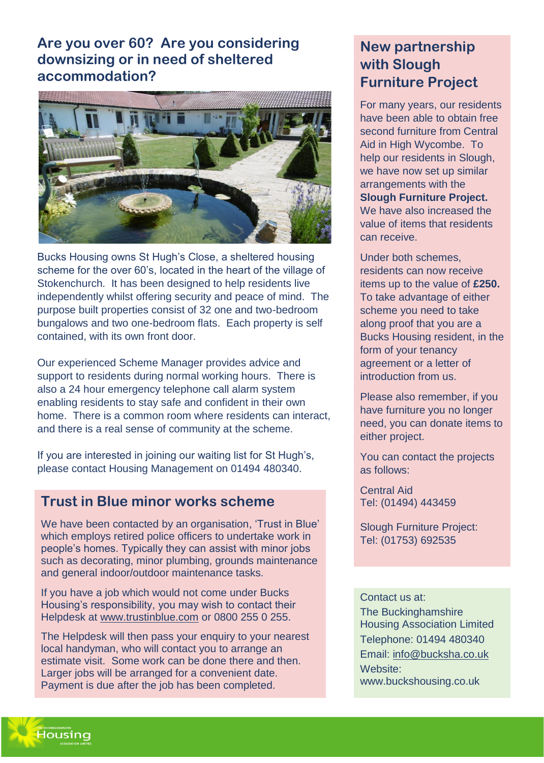## Are you over 60? Are you considering downsizing or in need of sheltered accommodation?

Bucks Housing owns St Hugh's Close, a sheltered housing scheme for the over 60's, located in the heart of the village of Stokenchurch. It has been designed to help residents live independently whilst offering security and peace of mind. The purpose built properties consist of 32 one and two-bedroom bungalows and two one-bedroom flats. Each property is self contained, with its own front door.

Our experienced Scheme Manager provides advice and support to residents during normal working hours. There is also a 24 hour emergency telephone call alarm system enabling residents to stay safe and confident in their own home. There is a common room where residents can interact, and there is a real sense of community at the scheme.

If you are interested in joining our waiting list for St Hugh's, please contact Housing Management on 01494 480340.

## Trust in Blue minor works scheme

We have been contacted by an organisation, 'Trust in Blue' which employs retired police officers to undertake work in people's homes. Typically they can assist with minor jobs such as decorating, minor plumbing, grounds maintenance and general indoor/outdoor maintenance tasks.

If you have a job which would not come under Bucks Housing's responsibility, you may wish to contact their Helpdesk at www.trustinblue.com or 0800 255 0 255.

The Helpdesk will then pass your enquiry to your nearest local handyman, who will contact you to arrange an estimate visit. Some work can be done there and then. Larger jobs will be arranged for a convenient date. Payment is due after the job has been completed.

## New partnership with Slough Furniture Project

For many years, our residents have been able to obtain free second furniture from Central Aid in High Wycombe. To help our residents in Slough, we have now set up similar arrangements with the **Slough Furniture Project.** We have also increased the value of items that residents can receive.

Under both schemes, residents can now receive items up to the value of **£250.** To take advantage of either scheme you need to take along proof that you are a Bucks Housing resident, in the form of your tenancy agreement or a letter of introduction from us.

Please also remember, if you have furniture you no longer need, you can donate items to either project.

You can contact the projects as follows:

Central Aid
Tel: (01494) 443459

Slough Furniture Project:
Tel: (01753) 692535

Contact us at:
The Buckinghamshire Housing Association Limited
Telephone: 01494 480340
Email: info@bucksha.co.uk
Website: www.buckshousing.co.uk